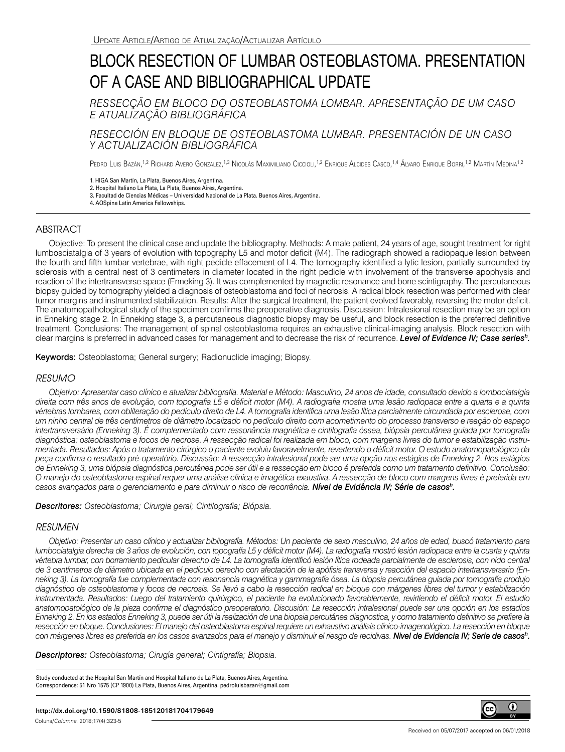Update Article/Artigo de Atualização/Actualizar Artículo

# BLOCK RESECTION OF LUMBAR OSTEOBLASTOMA. PRESENTATION OF A CASE AND BIBLIOGRAPHICAL UPDATE

*RESSECÇÃO EM BLOCO DO OSTEOBLASTOMA LOMBAR. APRESENTAÇÃO DE UM CASO E ATUALIZAÇÃO BIBLIOGRÁFICA*

*RESECCIÓN EN BLOQUE DE OSTEOBLASTOMA LUMBAR. PRESENTACIÓN DE UN CASO Y ACTUALIZACIÓN BIBLIOGRÁFICA*

Pedro Luis Bazán,[1,2] Richard Avero Gonzalez,[1,3] Nicolás Maximiliano Ciccioli,[1,2] Enrique Alcides Casco,[1,4] Álvaro Enrique Borri,[1,2] Martín Medina[1,2]

1. HIGA San Martín, La Plata, Buenos Aires, Argentina.
2. Hospital Italiano La Plata, La Plata, Buenos Aires, Argentina.
3. Facultad de Ciencias Médicas – Universidad Nacional de La Plata. Buenos Aires, Argentina.
4. AOSpine Latin America Fellowships.

## ABSTRACT

Objective: To present the clinical case and update the bibliography. Methods: A male patient, 24 years of age, sought treatment for right lumbosciatalgia of 3 years of evolution with topography L5 and motor deficit (M4). The radiograph showed a radiopaque lesion between the fourth and fifth lumbar vertebrae, with right pedicle effacement of L4. The tomography identified a lytic lesion, partially surrounded by sclerosis with a central nest of 3 centimeters in diameter located in the right pedicle with involvement of the transverse apophysis and reaction of the intertransverse space (Enneking 3). It was complemented by magnetic resonance and bone scintigraphy. The percutaneous biopsy guided by tomography yielded a diagnosis of osteoblastoma and foci of necrosis. A radical block resection was performed with clear tumor margins and instrumented stabilization. Results: After the surgical treatment, the patient evolved favorably, reversing the motor deficit. The anatomopathological study of the specimen confirms the preoperative diagnosis. Discussion: Intralesional resection may be an option in Enneking stage 2. In Enneking stage 3, a percutaneous diagnostic biopsy may be useful, and block resection is the preferred definitive treatment. Conclusions: The management of spinal osteoblastoma requires an exhaustive clinical-imaging analysis. Block resection with clear margins is preferred in advanced cases for management and to decrease the risk of recurrence. ***Level of Evidence IV; Case series***[h]***.***

**Keywords:** Osteoblastoma; General surgery; Radionuclide imaging; Biopsy.

## *RESUMO*

*Objetivo: Apresentar caso clínico e atualizar bibliografia. Material e Método: Masculino, 24 anos de idade, consultado devido a lombociatalgia direita com três anos de evolução, com topografia L5 e déficit motor (M4). A radiografia mostra uma lesão radiopaca entre a quarta e a quinta vértebras lombares, com obliteração do pedículo direito de L4. A tomografia identifica uma lesão lítica parcialmente circundada por esclerose, com um ninho central de três centímetros de diâmetro localizado no pedículo direito com acometimento do processo transverso e reação do espaço intertransversário (Enneking 3). É complementado com ressonância magnética e cintilografia óssea, biópsia percutânea guiada por tomografia diagnóstica: osteoblastoma e focos de necrose. A ressecção radical foi realizada em bloco, com margens livres do tumor e estabilização instrumentada. Resultados: Após o tratamento cirúrgico o paciente evoluiu favoravelmente, revertendo o déficit motor. O estudo anatomopatológico da peça confirma o resultado pré-operatório. Discussão: A ressecção intralesional pode ser uma opção nos estágios de Enneking 2. Nos estágios de Enneking 3, uma biópsia diagnóstica percutânea pode ser útil e a ressecção em bloco é preferida como um tratamento definitivo. Conclusão: O manejo do osteoblastoma espinal requer uma análise clínica e imagética exaustiva. A ressecção de bloco com margens livres é preferida em casos avançados para o gerenciamento e para diminuir o risco de recorrência.* ***Nível de Evidência IV; Série de casos***[h]***.***

***Descritores:*** *Osteoblastoma; Cirurgia geral; Cintilografia; Biópsia.*

## *RESUMEN*

*Objetivo: Presentar un caso clínico y actualizar bibliografía. Métodos: Un paciente de sexo masculino, 24 años de edad, buscó tratamiento para lumbociatalgia derecha de 3 años de evolución, con topografía L5 y déficit motor (M4). La radiografía mostró lesión radiopaca entre la cuarta y quinta vértebra lumbar, con borramiento pedicular derecho de L4. La tomografía identificó lesión lítica rodeada parcialmente de esclerosis, con nido central de 3 centímetros de diámetro ubicada en el pedículo derecho con afectación de la apófisis transversa y reacción del espacio intertransversario (Enneking 3). La tomografía fue complementada con resonancia magnética y gammagrafía ósea. La biopsia percutánea guiada por tomografía produjo diagnóstico de osteoblastoma y focos de necrosis. Se llevó a cabo la resección radical en bloque con márgenes libres del tumor y estabilización instrumentada. Resultados: Luego del tratamiento quirúrgico, el paciente ha evolucionado favorablemente, revirtiendo el déficit motor. El estudio anatomopatológico de la pieza confirma el diagnóstico preoperatorio. Discusión: La resección intralesional puede ser una opción en los estadios Enneking 2. En los estadios Enneking 3, puede ser útil la realización de una biopsia percutánea diagnostica, y como tratamiento definitivo se prefiere la resección en bloque. Conclusiones: El manejo del osteoblastoma espinal requiere un exhaustivo análisis clínico-imagenológico. La resección en bloque con márgenes libres es preferida en los casos avanzados para el manejo y disminuir el riesgo de recidivas.* ***Nivel de Evidencia IV; Serie de casos***[h]***.***

***Descriptores:*** *Osteoblastoma; Cirugía general; Cintigrafía; Biopsia.*

Study conducted at the Hospital San Martín and Hospital Italiano de La Plata, Buenos Aires, Argentina.
Correspondence: 51 Nro 1575 (CP 1900) La Plata, Buenos Aires, Argentina. pedroluisbazan@gmail.com

**http://dx.doi.org/10.1590/S1808-185120181704179649**

Received on 05/07/2017 accepted on 06/01/2018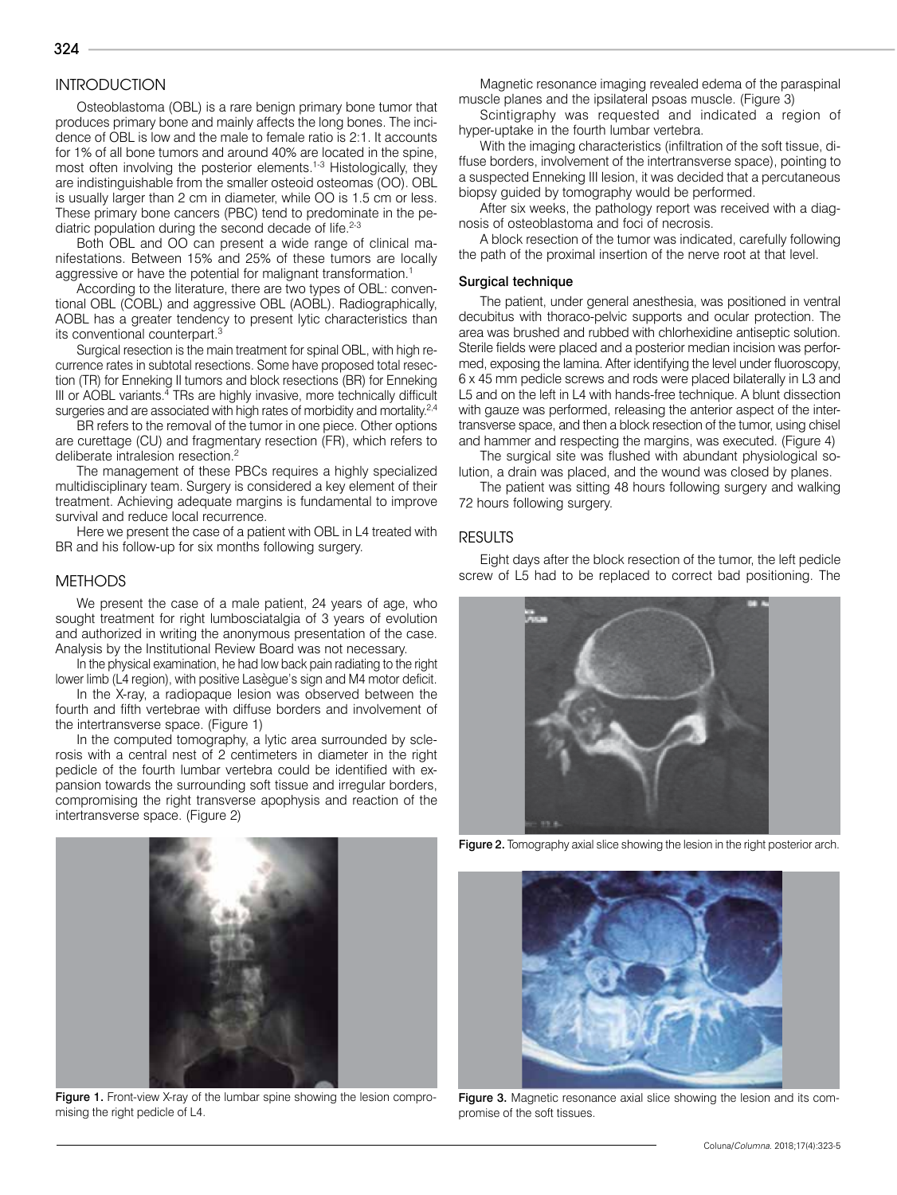## INTRODUCTION

Osteoblastoma (OBL) is a rare benign primary bone tumor that produces primary bone and mainly affects the long bones. The incidence of OBL is low and the male to female ratio is 2:1. It accounts for 1% of all bone tumors and around 40% are located in the spine, most often involving the posterior elements.[1-3] Histologically, they are indistinguishable from the smaller osteoid osteomas (OO). OBL is usually larger than 2 cm in diameter, while OO is 1.5 cm or less. These primary bone cancers (PBC) tend to predominate in the pediatric population during the second decade of life.[2-3]

Both OBL and OO can present a wide range of clinical manifestations. Between 15% and 25% of these tumors are locally aggressive or have the potential for malignant transformation.[1]

According to the literature, there are two types of OBL: conventional OBL (COBL) and aggressive OBL (AOBL). Radiographically, AOBL has a greater tendency to present lytic characteristics than its conventional counterpart.[3]

Surgical resection is the main treatment for spinal OBL, with high recurrence rates in subtotal resections. Some have proposed total resection (TR) for Enneking II tumors and block resections (BR) for Enneking III or AOBL variants.[4] TRs are highly invasive, more technically difficult surgeries and are associated with high rates of morbidity and mortality.[2,4]

BR refers to the removal of the tumor in one piece. Other options are curettage (CU) and fragmentary resection (FR), which refers to deliberate intralesion resection.[2]

The management of these PBCs requires a highly specialized multidisciplinary team. Surgery is considered a key element of their treatment. Achieving adequate margins is fundamental to improve survival and reduce local recurrence.

Here we present the case of a patient with OBL in L4 treated with BR and his follow-up for six months following surgery.

## METHODS

We present the case of a male patient, 24 years of age, who sought treatment for right lumbosciatalgia of 3 years of evolution and authorized in writing the anonymous presentation of the case. Analysis by the Institutional Review Board was not necessary.

In the physical examination, he had low back pain radiating to the right lower limb (L4 region), with positive Lasègue's sign and M4 motor deficit.

In the X-ray, a radiopaque lesion was observed between the fourth and fifth vertebrae with diffuse borders and involvement of the intertransverse space. (Figure 1)

In the computed tomography, a lytic area surrounded by sclerosis with a central nest of 2 centimeters in diameter in the right pedicle of the fourth lumbar vertebra could be identified with expansion towards the surrounding soft tissue and irregular borders, compromising the right transverse apophysis and reaction of the intertransverse space. (Figure 2)

Figure 1. Front-view X-ray of the lumbar spine showing the lesion compromising the right pedicle of L4.

Magnetic resonance imaging revealed edema of the paraspinal muscle planes and the ipsilateral psoas muscle. (Figure 3)

Scintigraphy was requested and indicated a region of hyper-uptake in the fourth lumbar vertebra.

With the imaging characteristics (infiltration of the soft tissue, diffuse borders, involvement of the intertransverse space), pointing to a suspected Enneking III lesion, it was decided that a percutaneous biopsy guided by tomography would be performed.

After six weeks, the pathology report was received with a diagnosis of osteoblastoma and foci of necrosis.

A block resection of the tumor was indicated, carefully following the path of the proximal insertion of the nerve root at that level.

### Surgical technique

The patient, under general anesthesia, was positioned in ventral decubitus with thoraco-pelvic supports and ocular protection. The area was brushed and rubbed with chlorhexidine antiseptic solution. Sterile fields were placed and a posterior median incision was performed, exposing the lamina. After identifying the level under fluoroscopy, 6 x 45 mm pedicle screws and rods were placed bilaterally in L3 and L5 and on the left in L4 with hands-free technique. A blunt dissection with gauze was performed, releasing the anterior aspect of the intertransverse space, and then a block resection of the tumor, using chisel and hammer and respecting the margins, was executed. (Figure 4)

The surgical site was flushed with abundant physiological solution, a drain was placed, and the wound was closed by planes.

The patient was sitting 48 hours following surgery and walking 72 hours following surgery.

## RESULTS

Eight days after the block resection of the tumor, the left pedicle screw of L5 had to be replaced to correct bad positioning. The

Figure 2. Tomography axial slice showing the lesion in the right posterior arch.

Figure 3. Magnetic resonance axial slice showing the lesion and its compromise of the soft tissues.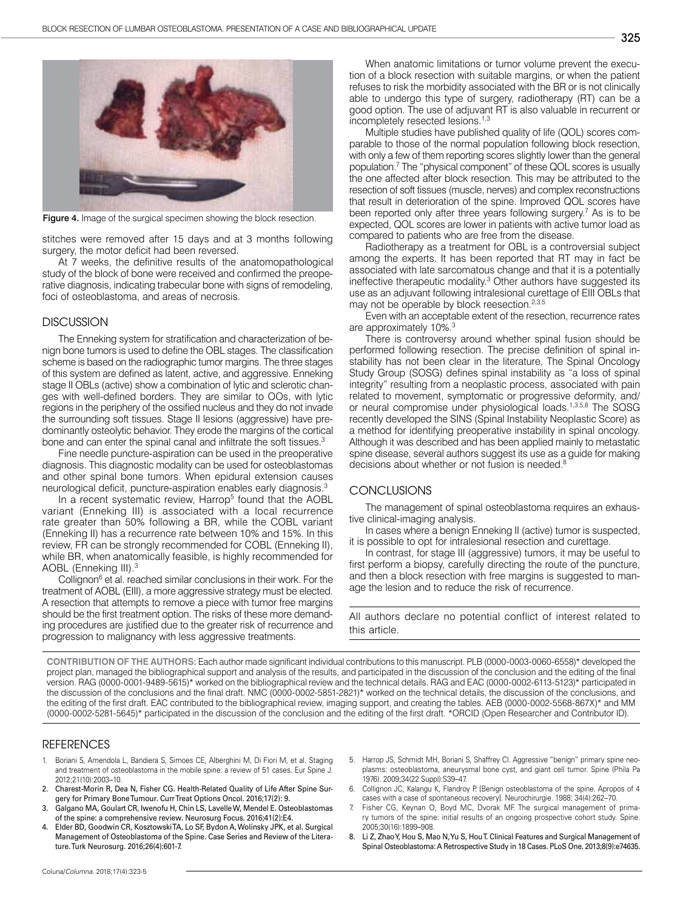Figure 4. Image of the surgical specimen showing the block resection.

stitches were removed after 15 days and at 3 months following surgery, the motor deficit had been reversed.

At 7 weeks, the definitive results of the anatomopathological study of the block of bone were received and confirmed the preoperative diagnosis, indicating trabecular bone with signs of remodeling, foci of osteoblastoma, and areas of necrosis.

## DISCUSSION

The Enneking system for stratification and characterization of benign bone tumors is used to define the OBL stages. The classification scheme is based on the radiographic tumor margins. The three stages of this system are defined as latent, active, and aggressive. Enneking stage II OBLs (active) show a combination of lytic and sclerotic changes with well-defined borders. They are similar to OOs, with lytic regions in the periphery of the ossified nucleus and they do not invade the surrounding soft tissues. Stage II lesions (aggressive) have predominantly osteolytic behavior. They erode the margins of the cortical bone and can enter the spinal canal and infiltrate the soft tissues.[3]

Fine needle puncture-aspiration can be used in the preoperative diagnosis. This diagnostic modality can be used for osteoblastomas and other spinal bone tumors. When epidural extension causes neurological deficit, puncture-aspiration enables early diagnosis.[3]

In a recent systematic review, Harrop[5] found that the AOBL variant (Enneking III) is associated with a local recurrence rate greater than 50% following a BR, while the COBL variant (Enneking II) has a recurrence rate between 10% and 15%. In this review, FR can be strongly recommended for COBL (Enneking II), while BR, when anatomically feasible, is highly recommended for AOBL (Enneking III).[3]

Collignon[6] et al. reached similar conclusions in their work. For the treatment of AOBL (EIII), a more aggressive strategy must be elected. A resection that attempts to remove a piece with tumor free margins should be the first treatment option. The risks of these more demanding procedures are justified due to the greater risk of recurrence and progression to malignancy with less aggressive treatments.

When anatomic limitations or tumor volume prevent the execution of a block resection with suitable margins, or when the patient refuses to risk the morbidity associated with the BR or is not clinically able to undergo this type of surgery, radiotherapy (RT) can be a good option. The use of adjuvant RT is also valuable in recurrent or incompletely resected lesions.[1,3]

Multiple studies have published quality of life (QOL) scores comparable to those of the normal population following block resection, with only a few of them reporting scores slightly lower than the general population.[7] The "physical component" of these QOL scores is usually the one affected after block resection. This may be attributed to the resection of soft tissues (muscle, nerves) and complex reconstructions that result in deterioration of the spine. Improved QOL scores have been reported only after three years following surgery.[7] As is to be expected, QOL scores are lower in patients with active tumor load as compared to patients who are free from the disease.

Radiotherapy as a treatment for OBL is a controversial subject among the experts. It has been reported that RT may in fact be associated with late sarcomatous change and that it is a potentially ineffective therapeutic modality.[3] Other authors have suggested its use as an adjuvant following intralesional curettage of EIII OBLs that may not be operable by block reesection.[2,3,5]

Even with an acceptable extent of the resection, recurrence rates are approximately 10%.[3]

There is controversy around whether spinal fusion should be performed following resection. The precise definition of spinal instability has not been clear in the literature, The Spinal Oncology Study Group (SOSG) defines spinal instability as "a loss of spinal integrity" resulting from a neoplastic process, associated with pain related to movement, symptomatic or progressive deformity, and/or neural compromise under physiological loads.[1,3,5,8] The SOSG recently developed the SINS (Spinal Instability Neoplastic Score) as a method for identifying preoperative instability in spinal oncology. Although it was described and has been applied mainly to metastatic spine disease, several authors suggest its use as a guide for making decisions about whether or not fusion is needed.[8]

## CONCLUSIONS

The management of spinal osteoblastoma requires an exhaustive clinical-imaging analysis.

In cases where a benign Enneking II (active) tumor is suspected, it is possible to opt for intralesional resection and curettage.

In contrast, for stage III (aggressive) tumors, it may be useful to first perform a biopsy, carefully directing the route of the puncture, and then a block resection with free margins is suggested to manage the lesion and to reduce the risk of recurrence.

All authors declare no potential conflict of interest related to this article.

**CONTRIBUTION OF THE AUTHORS:** Each author made significant individual contributions to this manuscript. PLB (0000-0003-0060-6558)* developed the project plan, managed the bibliographical support and analysis of the results, and participated in the discussion of the conclusion and the editing of the final version. RAG (0000-0001-9489-5615)* worked on the bibliographical review and the technical details. RAG and EAC (0000-0002-6113-5123)* participated in the discussion of the conclusions and the final draft. NMC (0000-0002-5851-2821)* worked on the technical details, the discussion of the conclusions, and the editing of the first draft. EAC contributed to the bibliographical review, imaging support, and creating the tables. AEB (0000-0002-5568-867X)* and MM (0000-0002-5281-5645)* participated in the discussion of the conclusion and the editing of the first draft. *ORCID (Open Researcher and Contributor ID).

## REFERENCES

1. Boriani S, Amendola L, Bandiera S, Simoes CE, Alberghini M, Di Fiori M, et al. Staging and treatment of osteoblastoma in the mobile spine: a review of 51 cases. Eur Spine J. 2012;21(10):2003–10.
2. Charest-Morin R, Dea N, Fisher CG. Health-Related Quality of Life After Spine Surgery for Primary Bone Tumour. Curr Treat Options Oncol. 2016;17(2): 9.
3. Galgano MA, Goulart CR, Iwenofu H, Chin LS, Lavelle W, Mendel E. Osteoblastomas of the spine: a comprehensive review. Neurosurg Focus. 2016;41(2):E4.
4. Elder BD, Goodwin CR, Kosztowski TA, Lo SF, Bydon A, Wolinsky JPK, et al. Surgical Management of Osteoblastoma of the Spine. Case Series and Review of the Literature. Turk Neurosurg. 2016;26(4):601-7.
5. Harrop JS, Schmidt MH, Boriani S, Shaffrey CI. Aggressive "benign" primary spine neoplasms: osteoblastoma, aneurysmal bone cyst, and giant cell tumor. Spine (Phila Pa 1976). 2009;34(22 Suppl):S39–47.
6. Collignon JC, Kalangu K, Flandroy P. [Benign osteoblastoma of the spine. Apropos of 4 cases with a case of spontaneous recovery]. Neurochirurgie. 1988; 34(4):262–70.
7. Fisher CG, Keynan O, Boyd MC, Dvorak MF. The surgical management of primary tumors of the spine: initial results of an ongoing prospective cohort study. Spine. 2005;30(16):1899–908.
8. Li Z, Zhao Y, Hou S, Mao N, Yu S, Hou T. Clinical Features and Surgical Management of Spinal Osteoblastoma: A Retrospective Study in 18 Cases. PLoS One. 2013;8(9):e74635.